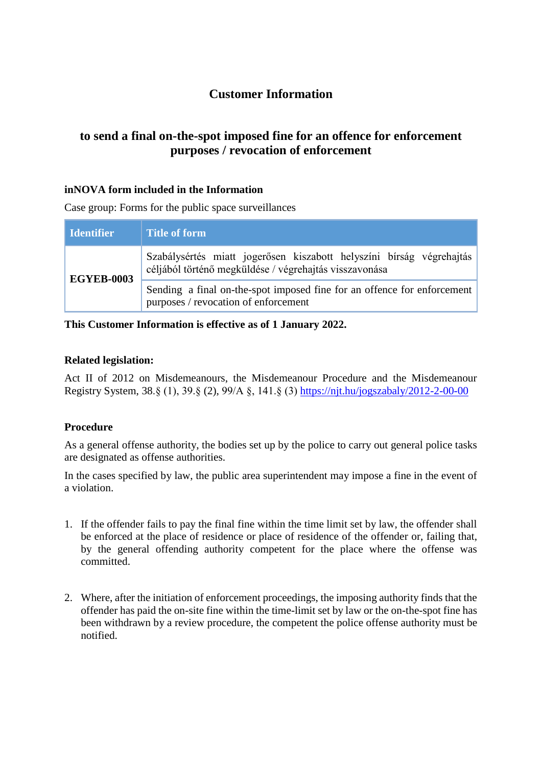# Customer Information

## to send a final on-the-spot imposed fine for an offence for enforcement purposes / revocation of enforcement

### inNOVA form included in the Information

Case group: Forms for the public space surveillances

| Identifier | Title of form |
|---|---|
| **EGYEB-0003** | Szabálysértés miatt jogerősen kiszabott helyszíni bírság végrehajtás céljából történő megküldése / végrehajtás visszavonása |
| | Sending a final on-the-spot imposed fine for an offence for enforcement purposes / revocation of enforcement |

**This Customer Information is effective as of 1 January 2022.**

### Related legislation:

Act II of 2012 on Misdemeanours, the Misdemeanour Procedure and the Misdemeanour Registry System, 38.§ (1), 39.§ (2), 99/A §, 141.§ (3) https://njt.hu/jogszabaly/2012-2-00-00

### Procedure

As a general offense authority, the bodies set up by the police to carry out general police tasks are designated as offense authorities.

In the cases specified by law, the public area superintendent may impose a fine in the event of a violation.

1. If the offender fails to pay the final fine within the time limit set by law, the offender shall be enforced at the place of residence or place of residence of the offender or, failing that, by the general offending authority competent for the place where the offense was committed.

2. Where, after the initiation of enforcement proceedings, the imposing authority finds that the offender has paid the on-site fine within the time-limit set by law or the on-the-spot fine has been withdrawn by a review procedure, the competent the police offense authority must be notified.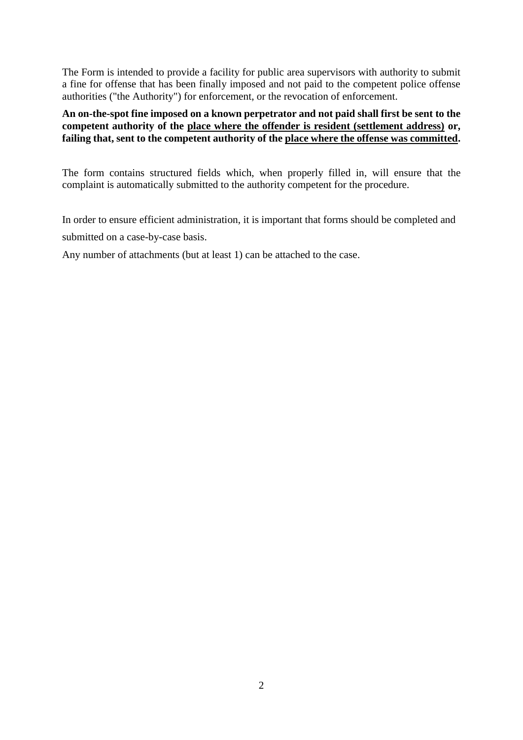The Form is intended to provide a facility for public area supervisors with authority to submit a fine for offense that has been finally imposed and not paid to the competent police offense authorities ("the Authority") for enforcement, or the revocation of enforcement.

**An on-the-spot fine imposed on a known perpetrator and not paid shall first be sent to the competent authority of the <u>place where the offender is resident (settlement address)</u> or, failing that, sent to the competent authority of the <u>place where the offense was committed</u>.**

The form contains structured fields which, when properly filled in, will ensure that the complaint is automatically submitted to the authority competent for the procedure.

In order to ensure efficient administration, it is important that forms should be completed and submitted on a case-by-case basis.

Any number of attachments (but at least 1) can be attached to the case.